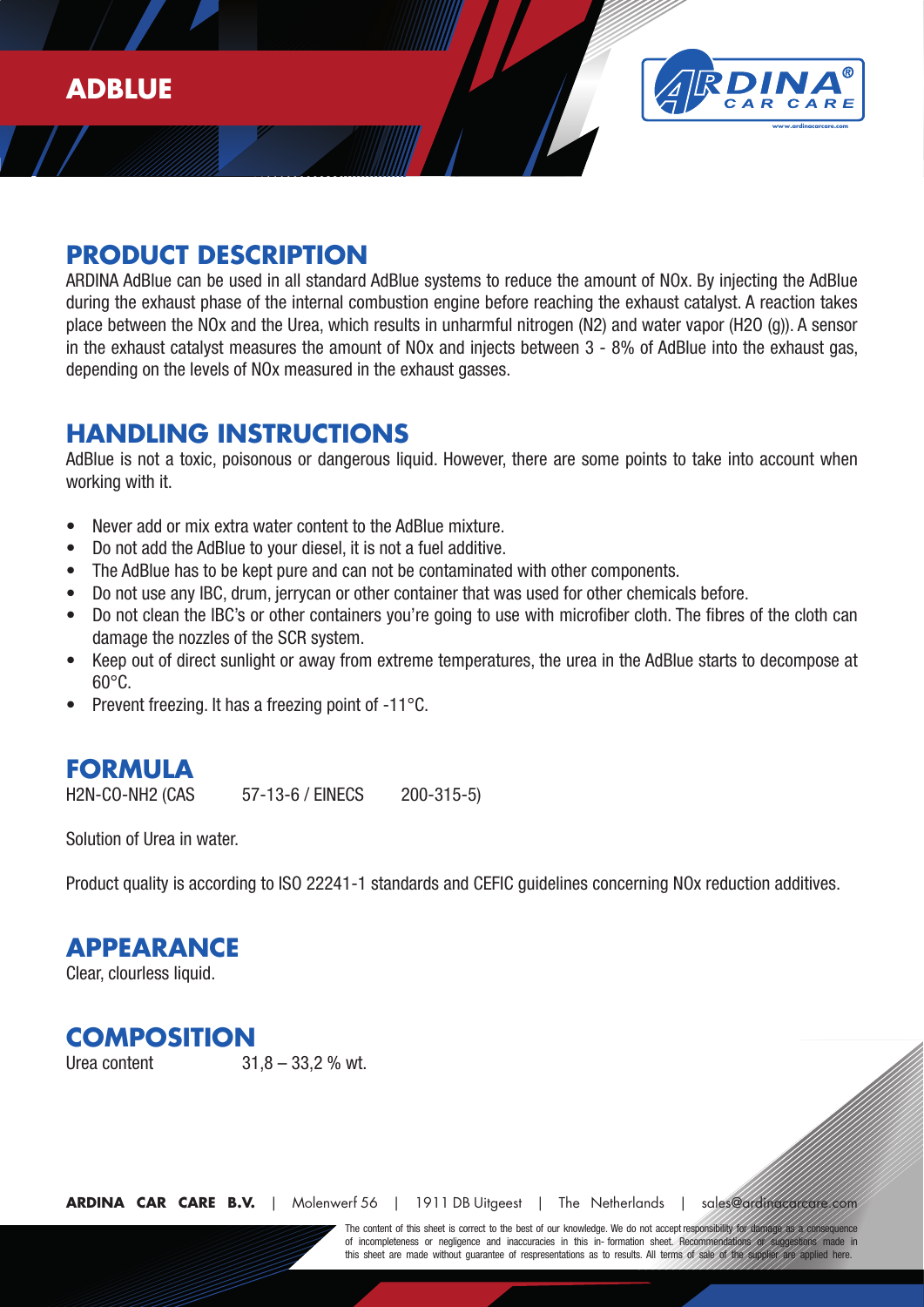# ADBLUE

## PRODUCT DESCRIPTION

ARDINA AdBlue can be used in all standard AdBlue systems to reduce the amount of NOx. By injecting the AdBlue during the exhaust phase of the internal combustion engine before reaching the exhaust catalyst. A reaction takes place between the NOx and the Urea, which results in unharmful nitrogen ($N_2$) and water vapor ($H_2O$ (g)). A sensor in the exhaust catalyst measures the amount of NOx and injects between 3 - 8% of AdBlue into the exhaust gas, depending on the levels of NOx measured in the exhaust gasses.

## HANDLING INSTRUCTIONS

AdBlue is not a toxic, poisonous or dangerous liquid. However, there are some points to take into account when working with it.

- Never add or mix extra water content to the AdBlue mixture.
- Do not add the AdBlue to your diesel, it is not a fuel additive.
- The AdBlue has to be kept pure and can not be contaminated with other components.
- Do not use any IBC, drum, jerrycan or other container that was used for other chemicals before.
- Do not clean the IBC's or other containers you're going to use with microfiber cloth. The fibres of the cloth can damage the nozzles of the SCR system.
- Keep out of direct sunlight or away from extreme temperatures, the urea in the AdBlue starts to decompose at 60°C.
- Prevent freezing. It has a freezing point of -11°C.

## FORMULA

$H_2N$-CO-$NH_2$ (CAS 57-13-6 / EINECS 200-315-5)

Solution of Urea in water.

Product quality is according to ISO 22241-1 standards and CEFIC guidelines concerning NOx reduction additives.

## APPEARANCE

Clear, clourless liquid.

## COMPOSITION

Urea content 31,8 – 33,2 % wt.

**ARDINA CAR CARE B.V.** | Molenwerf 56 | 1911 DB Uitgeest | The Netherlands | sales@ardinacarcare.com

The content of this sheet is correct to the best of our knowledge. We do not accept responsibility for damage as a consequence of incompleteness or negligence and inaccuracies in this in- formation sheet. Recommendations or suggestions made in this sheet are made without guarantee of respresentations as to results. All terms of sale of the supplier are applied here.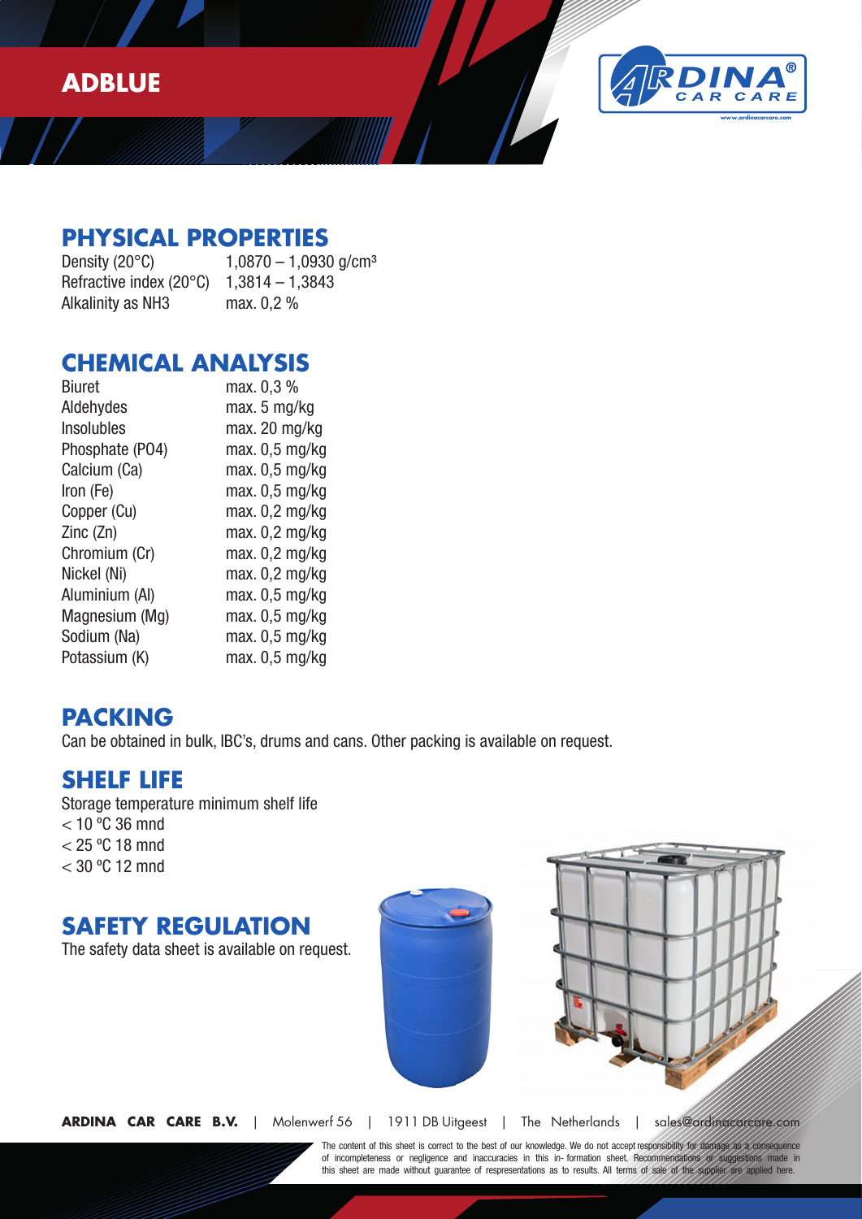# ADBLUE

## PHYSICAL PROPERTIES

| | |
|---|---|
| Density (20°C) | 1,0870 – 1,0930 g/cm³ |
| Refractive index (20°C) | 1,3814 – 1,3843 |
| Alkalinity as NH3 | max. 0,2 % |

## CHEMICAL ANALYSIS

| | |
|---|---|
| Biuret | max. 0,3 % |
| Aldehydes | max. 5 mg/kg |
| Insolubles | max. 20 mg/kg |
| Phosphate (PO4) | max. 0,5 mg/kg |
| Calcium (Ca) | max. 0,5 mg/kg |
| Iron (Fe) | max. 0,5 mg/kg |
| Copper (Cu) | max. 0,2 mg/kg |
| Zinc (Zn) | max. 0,2 mg/kg |
| Chromium (Cr) | max. 0,2 mg/kg |
| Nickel (Ni) | max. 0,2 mg/kg |
| Aluminium (Al) | max. 0,5 mg/kg |
| Magnesium (Mg) | max. 0,5 mg/kg |
| Sodium (Na) | max. 0,5 mg/kg |
| Potassium (K) | max. 0,5 mg/kg |

## PACKING

Can be obtained in bulk, IBC's, drums and cans. Other packing is available on request.

## SHELF LIFE

Storage temperature minimum shelf life
< 10 ºC 36 mnd
< 25 ºC 18 mnd
< 30 ºC 12 mnd

## SAFETY REGULATION

The safety data sheet is available on request.

**ARDINA CAR CARE B.V.** | Molenwerf 56 | 1911 DB Uitgeest | The Netherlands | sales@ardinacarcare.com

The content of this sheet is correct to the best of our knowledge. We do not accept responsibility for damage as a consequence of incompleteness or negligence and inaccuracies in this in- formation sheet. Recommendations or suggestions made in this sheet are made without guarantee of respresentations as to results. All terms of sale of the supplier are applied here.